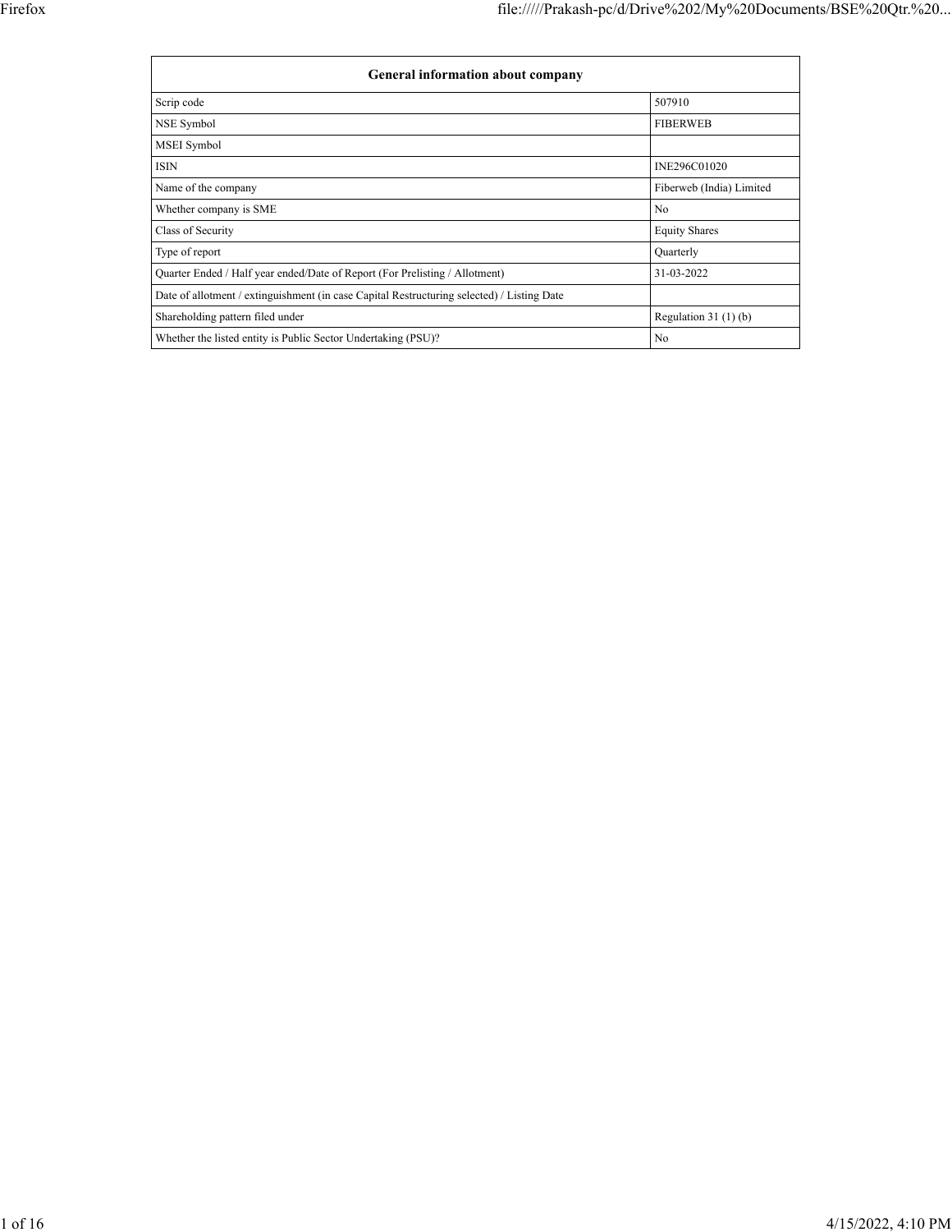| General information about company | |
|---|---|
| Scrip code | 507910 |
| NSE Symbol | FIBERWEB |
| MSEI Symbol | |
| ISIN | INE296C01020 |
| Name of the company | Fiberweb (India) Limited |
| Whether company is SME | No |
| Class of Security | Equity Shares |
| Type of report | Quarterly |
| Quarter Ended / Half year ended/Date of Report (For Prelisting / Allotment) | 31-03-2022 |
| Date of allotment / extinguishment (in case Capital Restructuring selected) / Listing Date | |
| Shareholding pattern filed under | Regulation 31 (1) (b) |
| Whether the listed entity is Public Sector Undertaking (PSU)? | No |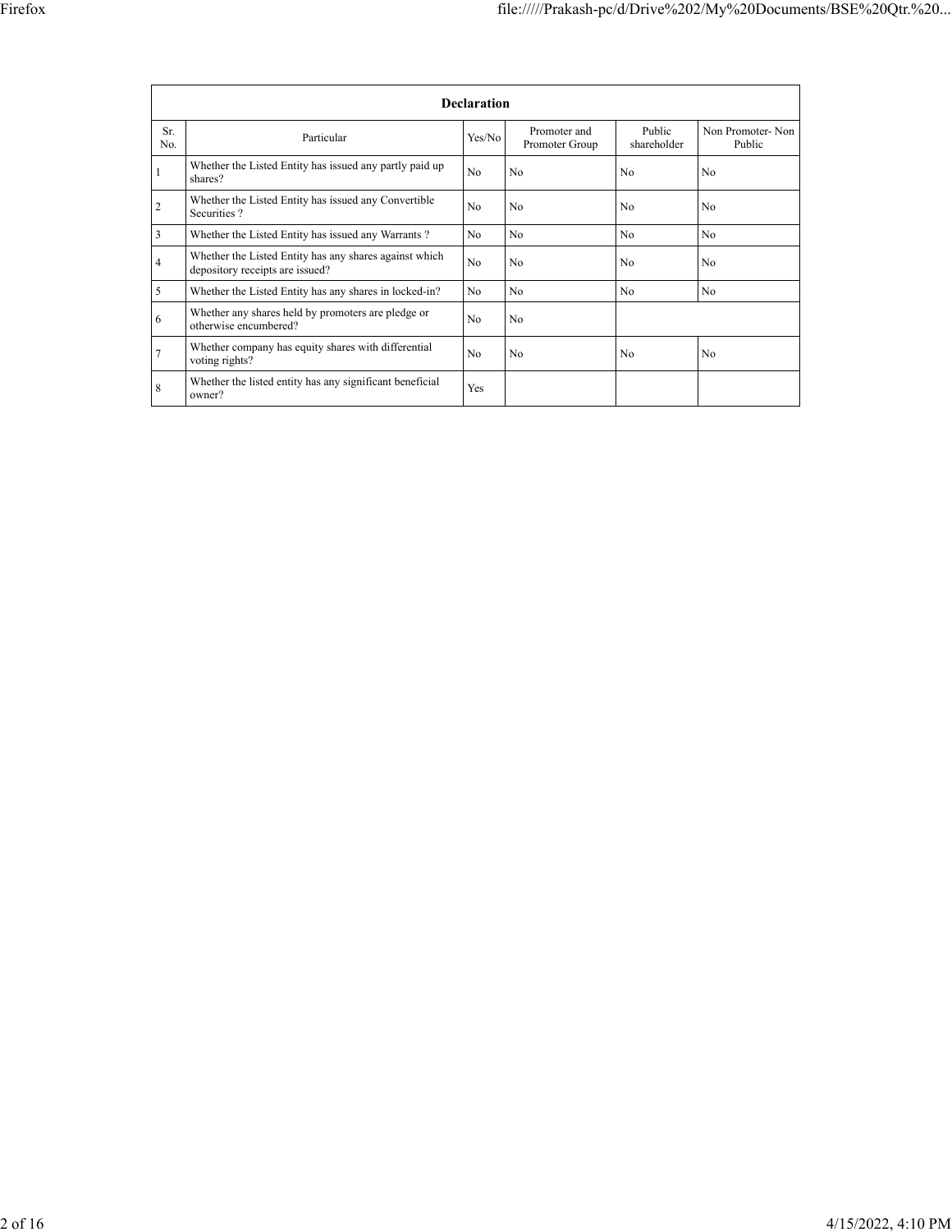| Declaration | | | | | |
|---|---|---|---|---|---|
| Sr. No. | Particular | Yes/No | Promoter and Promoter Group | Public shareholder | Non Promoter- Non Public |
| 1 | Whether the Listed Entity has issued any partly paid up shares? | No | No | No | No |
| 2 | Whether the Listed Entity has issued any Convertible Securities ? | No | No | No | No |
| 3 | Whether the Listed Entity has issued any Warrants ? | No | No | No | No |
| 4 | Whether the Listed Entity has any shares against which depository receipts are issued? | No | No | No | No |
| 5 | Whether the Listed Entity has any shares in locked-in? | No | No | No | No |
| 6 | Whether any shares held by promoters are pledge or otherwise encumbered? | No | No | | |
| 7 | Whether company has equity shares with differential voting rights? | No | No | No | No |
| 8 | Whether the listed entity has any significant beneficial owner? | Yes | | | |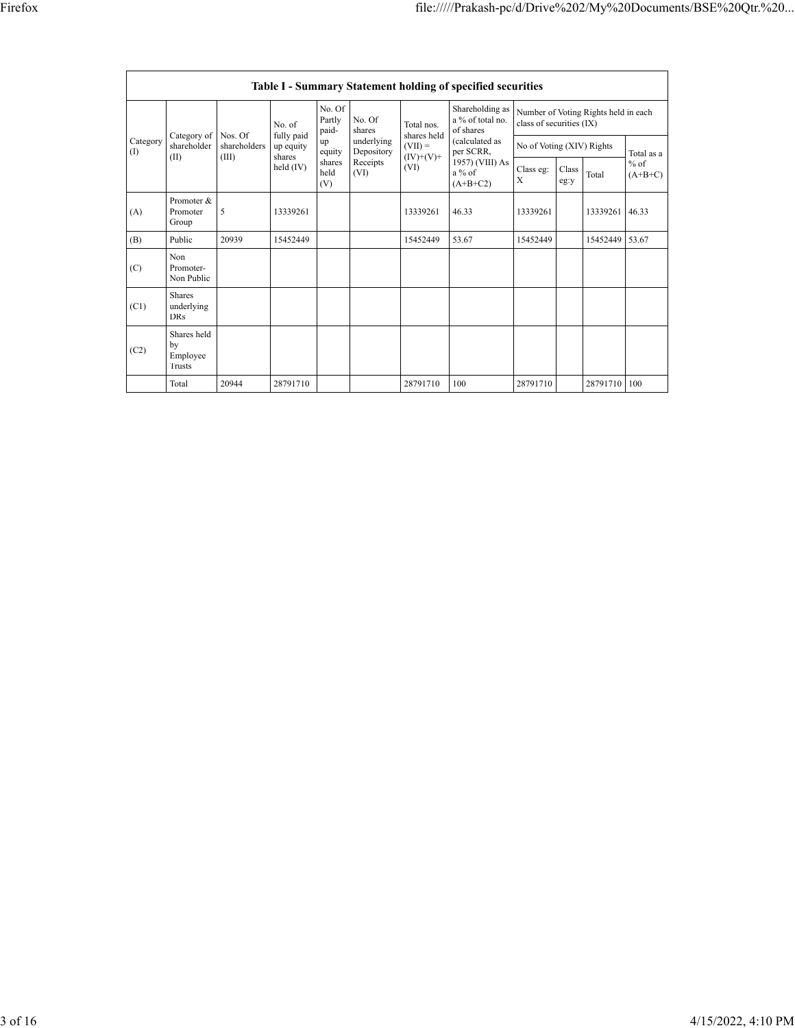| Table I - Summary Statement holding of specified securities | | | | | | | | | | | |
|---|---|---|---|---|---|---|---|---|---|---|---|
| Category (I) | Category of shareholder (II) | Nos. Of shareholders (III) | No. of fully paid up equity shares held (IV) | No. Of Partly paid-up equity shares held (V) | No. Of shares underlying Depository Receipts (VI) | Total nos. shares held (VII) = (IV)+(V)+ (VI) | Shareholding as a % of total no. of shares (calculated as per SCRR, 1957) (VIII) As a % of (A+B+C2) | Number of Voting Rights held in each class of securities (IX) | | | |
| | | | | | | | | No of Voting (XIV) Rights | | | Total as a % of (A+B+C) |
| | | | | | | | | Class eg: X | Class eg:y | Total | |
| (A) | Promoter & Promoter Group | 5 | 13339261 | | | 13339261 | 46.33 | 13339261 | | 13339261 | 46.33 |
| (B) | Public | 20939 | 15452449 | | | 15452449 | 53.67 | 15452449 | | 15452449 | 53.67 |
| (C) | Non Promoter- Non Public | | | | | | | | | | |
| (C1) | Shares underlying DRs | | | | | | | | | | |
| (C2) | Shares held by Employee Trusts | | | | | | | | | | |
| | Total | 20944 | 28791710 | | | 28791710 | 100 | 28791710 | | 28791710 | 100 |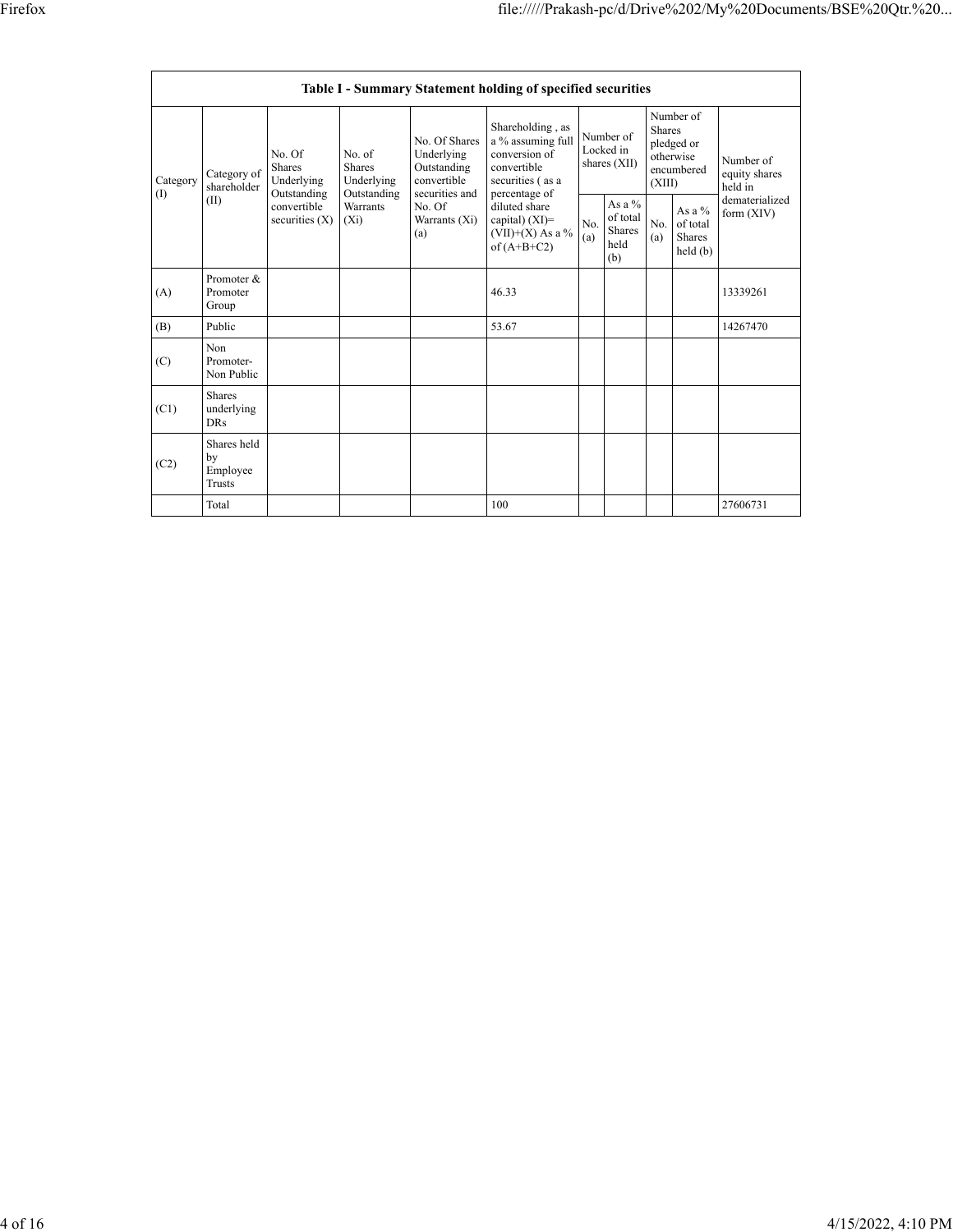| Table I - Summary Statement holding of specified securities | | | | | | | | | | |
|---|---|---|---|---|---|---|---|---|---|---|
| Category (I) | Category of shareholder (II) | No. Of Shares Underlying Outstanding convertible securities (X) | No. of Shares Underlying Outstanding Warrants (Xi) | No. Of Shares Underlying Outstanding convertible securities and No. Of Warrants (Xi) (a) | Shareholding , as a % assuming full conversion of convertible securities ( as a percentage of diluted share capital) (XI)= (VII)+(X) As a % of (A+B+C2) | Number of Locked in shares (XII) | | Number of Shares pledged or otherwise encumbered (XIII) | | Number of equity shares held in dematerialized form (XIV) |
| | | | | | | No. (a) | As a % of total Shares held (b) | No. (a) | As a % of total Shares held (b) | |
| (A) | Promoter & Promoter Group | | | | 46.33 | | | | | 13339261 |
| (B) | Public | | | | 53.67 | | | | | 14267470 |
| (C) | Non Promoter- Non Public | | | | | | | | | |
| (C1) | Shares underlying DRs | | | | | | | | | |
| (C2) | Shares held by Employee Trusts | | | | | | | | | |
| | Total | | | | 100 | | | | | 27606731 |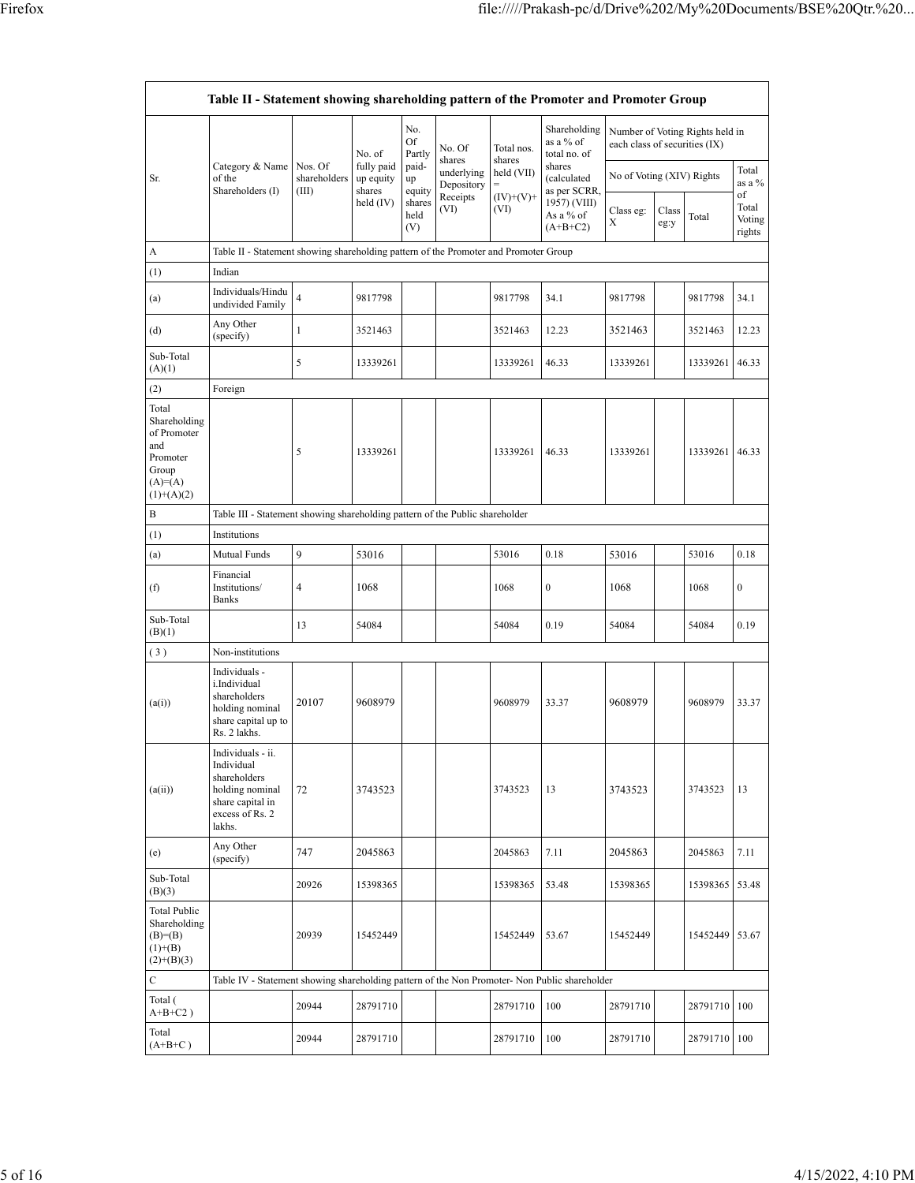| Table II - Statement showing shareholding pattern of the Promoter and Promoter Group | | | | | | | | | | | | |
|---|---|---|---|---|---|---|---|---|---|---|---|---|
| Sr. | Category & Name of the Shareholders (I) | Nos. Of shareholders (III) | No. of fully paid up equity shares held (IV) | No. Of Partly paid-up equity shares held (V) | No. Of shares underlying Depository Receipts (VI) | Total nos. shares held (VII) = (IV)+(V)+ (VI) | Shareholding as a % of total no. of shares (calculated as per SCRR, 1957) (VIII) As a % of (A+B+C2) | Number of Voting Rights held in each class of securities (IX) | | | |
| | | | | | | | | No of Voting (XIV) Rights | | | Total as a % of Total Voting rights |
| | | | | | | | | Class eg: X | Class eg:y | Total | |
| A | Table II - Statement showing shareholding pattern of the Promoter and Promoter Group | | | | | | | | | | |
| (1) | Indian | | | | | | | | | | |
| (a) | Individuals/Hindu undivided Family | 4 | 9817798 | | | 9817798 | 34.1 | 9817798 | | 9817798 | 34.1 |
| (d) | Any Other (specify) | 1 | 3521463 | | | 3521463 | 12.23 | 3521463 | | 3521463 | 12.23 |
| Sub-Total (A)(1) | | 5 | 13339261 | | | 13339261 | 46.33 | 13339261 | | 13339261 | 46.33 |
| (2) | Foreign | | | | | | | | | | |
| Total Shareholding of Promoter and Promoter Group (A)=(A)(1)+(A)(2) | | 5 | 13339261 | | | 13339261 | 46.33 | 13339261 | | 13339261 | 46.33 |
| B | Table III - Statement showing shareholding pattern of the Public shareholder | | | | | | | | | | |
| (1) | Institutions | | | | | | | | | | |
| (a) | Mutual Funds | 9 | 53016 | | | 53016 | 0.18 | 53016 | | 53016 | 0.18 |
| (f) | Financial Institutions/ Banks | 4 | 1068 | | | 1068 | 0 | 1068 | | 1068 | 0 |
| Sub-Total (B)(1) | | 13 | 54084 | | | 54084 | 0.19 | 54084 | | 54084 | 0.19 |
| ( 3 ) | Non-institutions | | | | | | | | | | |
| (a(i)) | Individuals - i.Individual shareholders holding nominal share capital up to Rs. 2 lakhs. | 20107 | 9608979 | | | 9608979 | 33.37 | 9608979 | | 9608979 | 33.37 |
| (a(ii)) | Individuals - ii. Individual shareholders holding nominal share capital in excess of Rs. 2 lakhs. | 72 | 3743523 | | | 3743523 | 13 | 3743523 | | 3743523 | 13 |
| (e) | Any Other (specify) | 747 | 2045863 | | | 2045863 | 7.11 | 2045863 | | 2045863 | 7.11 |
| Sub-Total (B)(3) | | 20926 | 15398365 | | | 15398365 | 53.48 | 15398365 | | 15398365 | 53.48 |
| Total Public Shareholding (B)=(B)(1)+(B)(2)+(B)(3) | | 20939 | 15452449 | | | 15452449 | 53.67 | 15452449 | | 15452449 | 53.67 |
| C | Table IV - Statement showing shareholding pattern of the Non Promoter- Non Public shareholder | | | | | | | | | | |
| Total ( A+B+C2 ) | | 20944 | 28791710 | | | 28791710 | 100 | 28791710 | | 28791710 | 100 |
| Total (A+B+C ) | | 20944 | 28791710 | | | 28791710 | 100 | 28791710 | | 28791710 | 100 |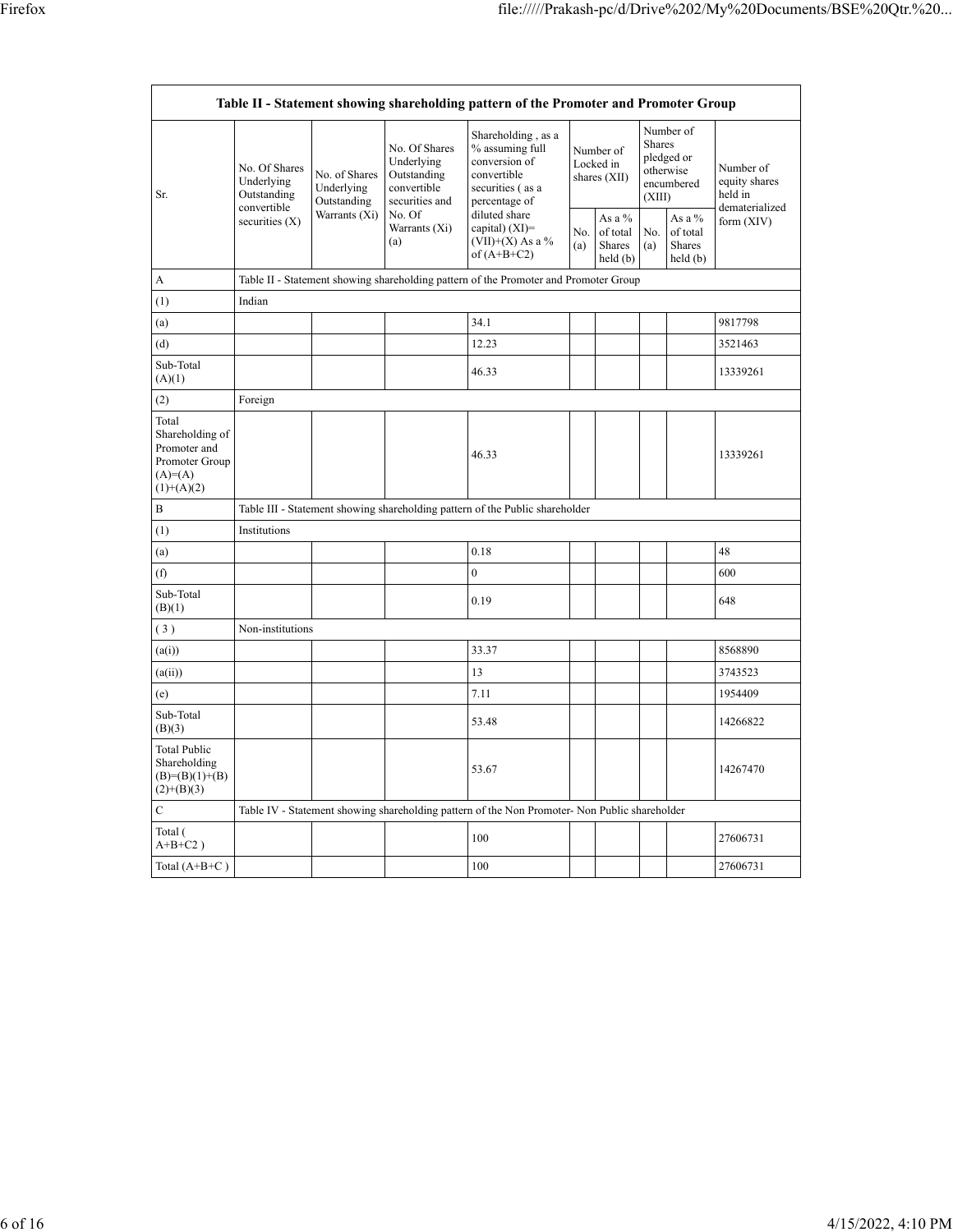| Table II - Statement showing shareholding pattern of the Promoter and Promoter Group | | | | | | | | | |
|---|---|---|---|---|---|---|---|---|---|
| Sr. | No. Of Shares Underlying Outstanding convertible securities (X) | No. of Shares Underlying Outstanding Warrants (Xi) | No. Of Shares Underlying Outstanding convertible securities and No. Of Warrants (Xi) (a) | Shareholding , as a % assuming full conversion of convertible securities ( as a percentage of diluted share capital) (XI)= (VII)+(X) As a % of (A+B+C2) | Number of Locked in shares (XII) | | Number of Shares pledged or otherwise encumbered (XIII) | | Number of equity shares held in dematerialized form (XIV) |
| | | | | | No. (a) | As a % of total Shares held (b) | No. (a) | As a % of total Shares held (b) | |
| A | Table II - Statement showing shareholding pattern of the Promoter and Promoter Group | | | | | | | | |
| (1) | Indian | | | | | | | | |
| (a) | | | | 34.1 | | | | | 9817798 |
| (d) | | | | 12.23 | | | | | 3521463 |
| Sub-Total (A)(1) | | | | 46.33 | | | | | 13339261 |
| (2) | Foreign | | | | | | | | |
| Total Shareholding of Promoter and Promoter Group (A)=(A)(1)+(A)(2) | | | | 46.33 | | | | | 13339261 |
| B | Table III - Statement showing shareholding pattern of the Public shareholder | | | | | | | | |
| (1) | Institutions | | | | | | | | |
| (a) | | | | 0.18 | | | | | 48 |
| (f) | | | | 0 | | | | | 600 |
| Sub-Total (B)(1) | | | | 0.19 | | | | | 648 |
| ( 3 ) | Non-institutions | | | | | | | | |
| (a(i)) | | | | 33.37 | | | | | 8568890 |
| (a(ii)) | | | | 13 | | | | | 3743523 |
| (e) | | | | 7.11 | | | | | 1954409 |
| Sub-Total (B)(3) | | | | 53.48 | | | | | 14266822 |
| Total Public Shareholding (B)=(B)(1)+(B)(2)+(B)(3) | | | | 53.67 | | | | | 14267470 |
| C | Table IV - Statement showing shareholding pattern of the Non Promoter- Non Public shareholder | | | | | | | | |
| Total ( A+B+C2 ) | | | | 100 | | | | | 27606731 |
| Total (A+B+C ) | | | | 100 | | | | | 27606731 |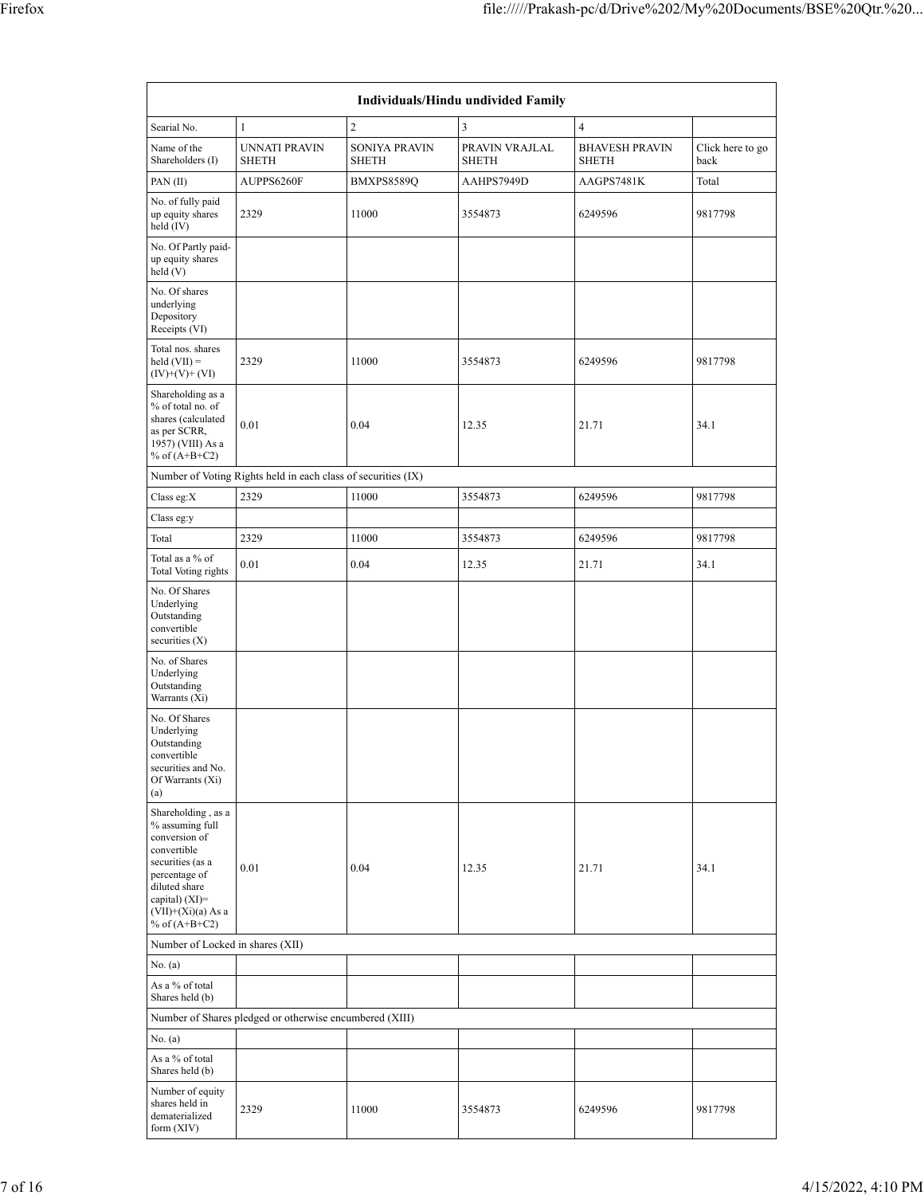| Individuals/Hindu undivided Family | | | | | |
|---|---|---|---|---|---|
| Searial No. | 1 | 2 | 3 | 4 | |
| Name of the Shareholders (I) | UNNATI PRAVIN SHETH | SONIYA PRAVIN SHETH | PRAVIN VRAJLAL SHETH | BHAVESH PRAVIN SHETH | Click here to go back |
| PAN (II) | AUPPS6260F | BMXPS8589Q | AAHPS7949D | AAGPS7481K | Total |
| No. of fully paid up equity shares held (IV) | 2329 | 11000 | 3554873 | 6249596 | 9817798 |
| No. Of Partly paid-up equity shares held (V) | | | | | |
| No. Of shares underlying Depository Receipts (VI) | | | | | |
| Total nos. shares held (VII) = (IV)+(V)+ (VI) | 2329 | 11000 | 3554873 | 6249596 | 9817798 |
| Shareholding as a % of total no. of shares (calculated as per SCRR, 1957) (VIII) As a % of (A+B+C2) | 0.01 | 0.04 | 12.35 | 21.71 | 34.1 |
| Number of Voting Rights held in each class of securities (IX) | | | | | |
| Class eg:X | 2329 | 11000 | 3554873 | 6249596 | 9817798 |
| Class eg:y | | | | | |
| Total | 2329 | 11000 | 3554873 | 6249596 | 9817798 |
| Total as a % of Total Voting rights | 0.01 | 0.04 | 12.35 | 21.71 | 34.1 |
| No. Of Shares Underlying Outstanding convertible securities (X) | | | | | |
| No. of Shares Underlying Outstanding Warrants (Xi) | | | | | |
| No. Of Shares Underlying Outstanding convertible securities and No. Of Warrants (Xi) (a) | | | | | |
| Shareholding , as a % assuming full conversion of convertible securities (as a percentage of diluted share capital) (XI)= (VII)+(Xi)(a) As a % of (A+B+C2) | 0.01 | 0.04 | 12.35 | 21.71 | 34.1 |
| Number of Locked in shares (XII) | | | | | |
| No. (a) | | | | | |
| As a % of total Shares held (b) | | | | | |
| Number of Shares pledged or otherwise encumbered (XIII) | | | | | |
| No. (a) | | | | | |
| As a % of total Shares held (b) | | | | | |
| Number of equity shares held in dematerialized form (XIV) | 2329 | 11000 | 3554873 | 6249596 | 9817798 |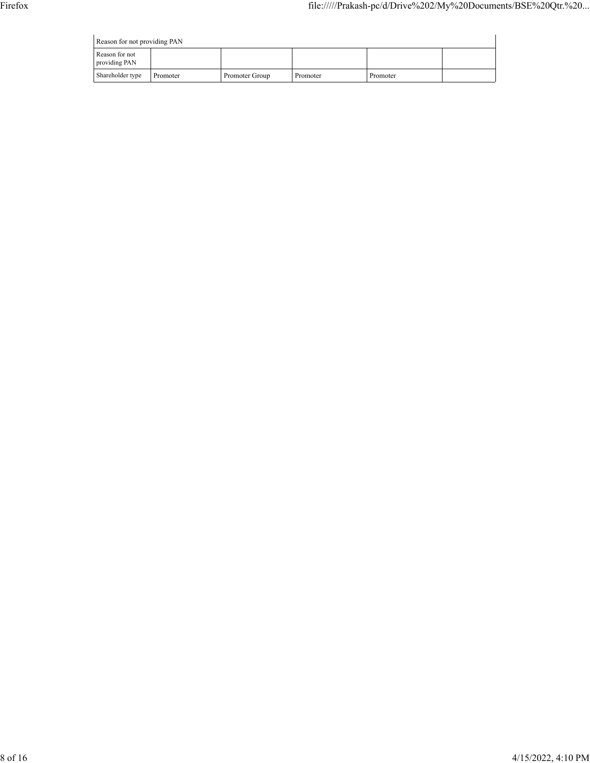| Reason for not providing PAN | | | | | |
|---|---|---|---|---|---|
| Reason for not providing PAN | | | | | |
| Shareholder type | Promoter | Promoter Group | Promoter | Promoter | |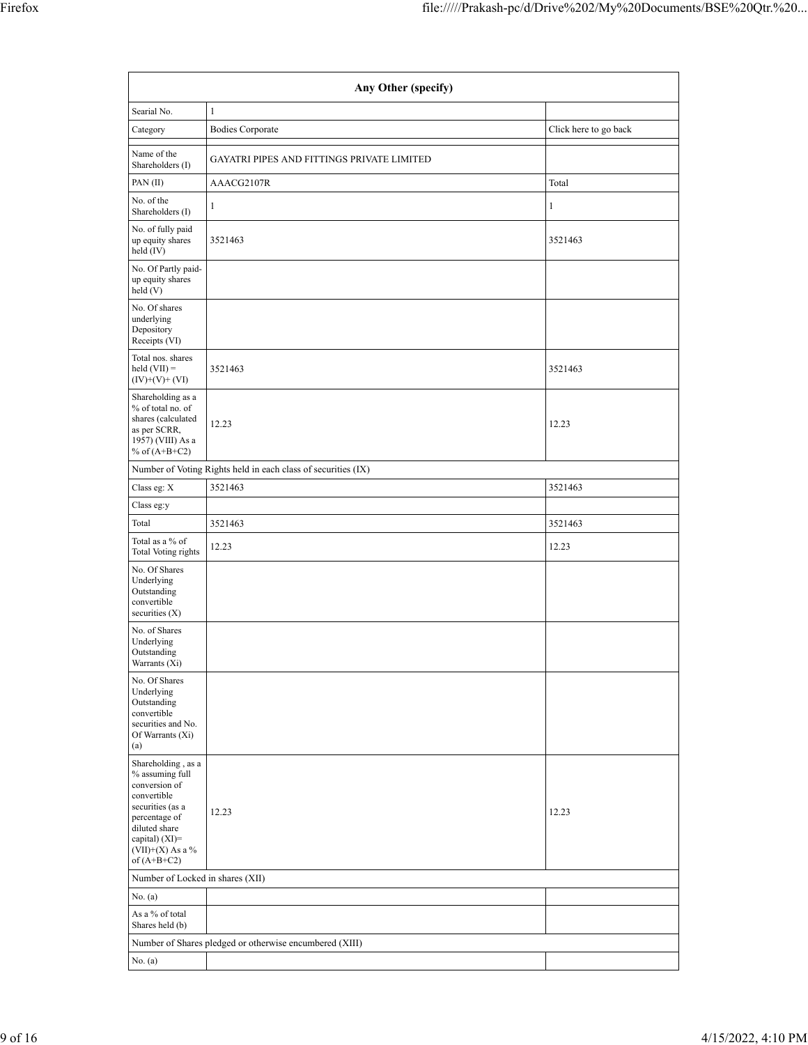| Any Other (specify) | | |
|---|---|---|
| Searial No. | 1 | |
| Category | Bodies Corporate | Click here to go back |
| Name of the Shareholders (I) | GAYATRI PIPES AND FITTINGS PRIVATE LIMITED | |
| PAN (II) | AAACG2107R | Total |
| No. of the Shareholders (I) | 1 | 1 |
| No. of fully paid up equity shares held (IV) | 3521463 | 3521463 |
| No. Of Partly paid-up equity shares held (V) | | |
| No. Of shares underlying Depository Receipts (VI) | | |
| Total nos. shares held (VII) = (IV)+(V)+ (VI) | 3521463 | 3521463 |
| Shareholding as a % of total no. of shares (calculated as per SCRR, 1957) (VIII) As a % of (A+B+C2) | 12.23 | 12.23 |
| Number of Voting Rights held in each class of securities (IX) | | |
| Class eg: X | 3521463 | 3521463 |
| Class eg:y | | |
| Total | 3521463 | 3521463 |
| Total as a % of Total Voting rights | 12.23 | 12.23 |
| No. Of Shares Underlying Outstanding convertible securities (X) | | |
| No. of Shares Underlying Outstanding Warrants (Xi) | | |
| No. Of Shares Underlying Outstanding convertible securities and No. Of Warrants (Xi) (a) | | |
| Shareholding , as a % assuming full conversion of convertible securities (as a percentage of diluted share capital) (XI)= (VII)+(X) As a % of (A+B+C2) | 12.23 | 12.23 |
| Number of Locked in shares (XII) | | |
| No. (a) | | |
| As a % of total Shares held (b) | | |
| Number of Shares pledged or otherwise encumbered (XIII) | | |
| No. (a) | | |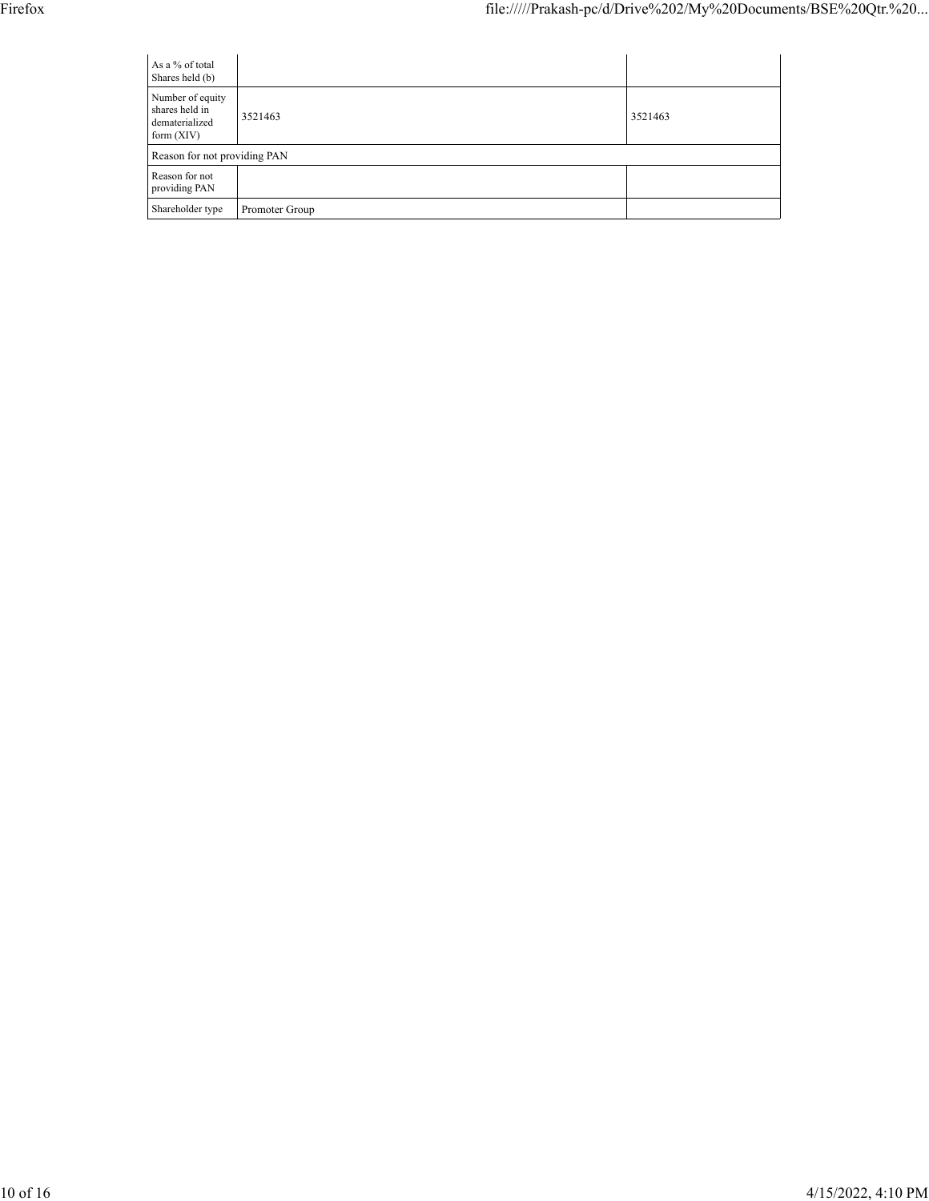| | | |
|---|---|---|
| As a % of total Shares held (b) | | |
| Number of equity shares held in dematerialized form (XIV) | 3521463 | 3521463 |
| Reason for not providing PAN | | |
| Reason for not providing PAN | | |
| Shareholder type | Promoter Group | |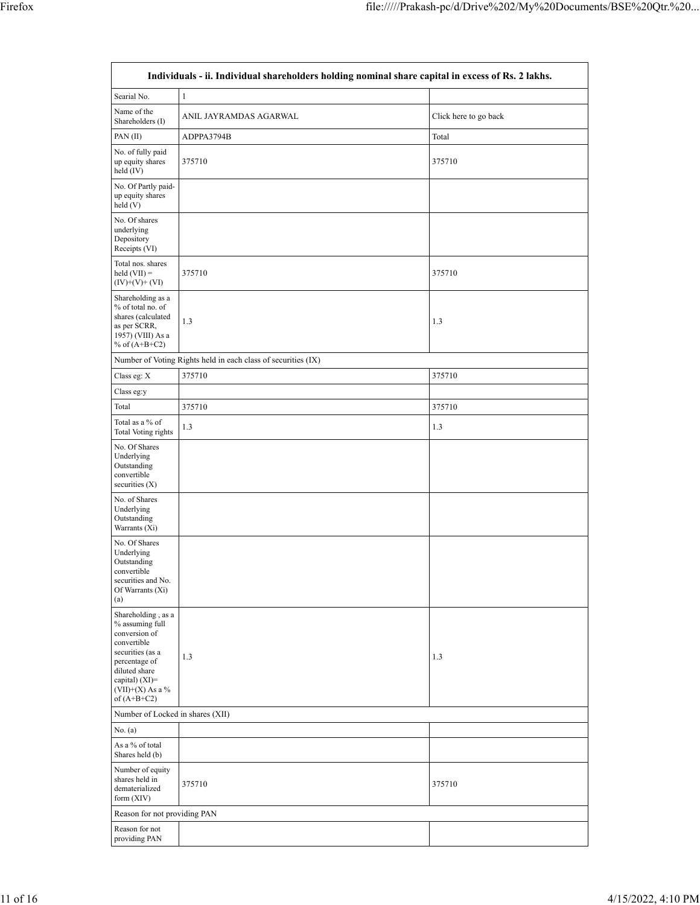| Individuals - ii. Individual shareholders holding nominal share capital in excess of Rs. 2 lakhs. | | |
|---|---|---|
| Searial No. | 1 | |
| Name of the Shareholders (I) | ANIL JAYRAMDAS AGARWAL | Click here to go back |
| PAN (II) | ADPPA3794B | Total |
| No. of fully paid up equity shares held (IV) | 375710 | 375710 |
| No. Of Partly paid-up equity shares held (V) | | |
| No. Of shares underlying Depository Receipts (VI) | | |
| Total nos. shares held (VII) = (IV)+(V)+ (VI) | 375710 | 375710 |
| Shareholding as a % of total no. of shares (calculated as per SCRR, 1957) (VIII) As a % of (A+B+C2) | 1.3 | 1.3 |
| Number of Voting Rights held in each class of securities (IX) | | |
| Class eg: X | 375710 | 375710 |
| Class eg:y | | |
| Total | 375710 | 375710 |
| Total as a % of Total Voting rights | 1.3 | 1.3 |
| No. Of Shares Underlying Outstanding convertible securities (X) | | |
| No. of Shares Underlying Outstanding Warrants (Xi) | | |
| No. Of Shares Underlying Outstanding convertible securities and No. Of Warrants (Xi) (a) | | |
| Shareholding , as a % assuming full conversion of convertible securities (as a percentage of diluted share capital) (XI)= (VII)+(X) As a % of (A+B+C2) | 1.3 | 1.3 |
| Number of Locked in shares (XII) | | |
| No. (a) | | |
| As a % of total Shares held (b) | | |
| Number of equity shares held in dematerialized form (XIV) | 375710 | 375710 |
| Reason for not providing PAN | | |
| Reason for not providing PAN | | |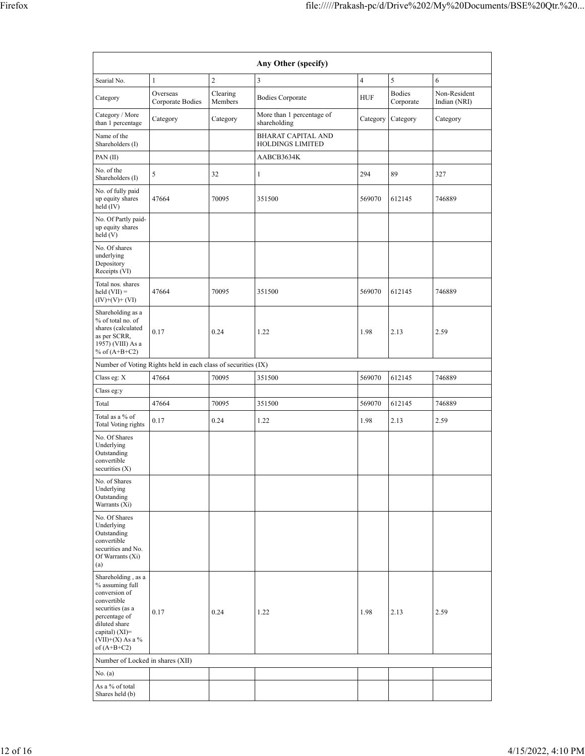| Any Other (specify) | | | | | | |
|---|---|---|---|---|---|---|
| Searial No. | 1 | 2 | 3 | 4 | 5 | 6 |
| Category | Overseas Corporate Bodies | Clearing Members | Bodies Corporate | HUF | Bodies Corporate | Non-Resident Indian (NRI) |
| Category / More than 1 percentage | Category | Category | More than 1 percentage of shareholding | Category | Category | Category |
| Name of the Shareholders (I) | | | BHARAT CAPITAL AND HOLDINGS LIMITED | | | |
| PAN (II) | | | AABCB3634K | | | |
| No. of the Shareholders (I) | 5 | 32 | 1 | 294 | 89 | 327 |
| No. of fully paid up equity shares held (IV) | 47664 | 70095 | 351500 | 569070 | 612145 | 746889 |
| No. Of Partly paid-up equity shares held (V) | | | | | | |
| No. Of shares underlying Depository Receipts (VI) | | | | | | |
| Total nos. shares held (VII) = (IV)+(V)+ (VI) | 47664 | 70095 | 351500 | 569070 | 612145 | 746889 |
| Shareholding as a % of total no. of shares (calculated as per SCRR, 1957) (VIII) As a % of (A+B+C2) | 0.17 | 0.24 | 1.22 | 1.98 | 2.13 | 2.59 |
| Number of Voting Rights held in each class of securities (IX) | | | | | | |
| Class eg: X | 47664 | 70095 | 351500 | 569070 | 612145 | 746889 |
| Class eg:y | | | | | | |
| Total | 47664 | 70095 | 351500 | 569070 | 612145 | 746889 |
| Total as a % of Total Voting rights | 0.17 | 0.24 | 1.22 | 1.98 | 2.13 | 2.59 |
| No. Of Shares Underlying Outstanding convertible securities (X) | | | | | | |
| No. of Shares Underlying Outstanding Warrants (Xi) | | | | | | |
| No. Of Shares Underlying Outstanding convertible securities and No. Of Warrants (Xi) (a) | | | | | | |
| Shareholding , as a % assuming full conversion of convertible securities (as a percentage of diluted share capital) (XI)= (VII)+(X) As a % of (A+B+C2) | 0.17 | 0.24 | 1.22 | 1.98 | 2.13 | 2.59 |
| Number of Locked in shares (XII) | | | | | | |
| No. (a) | | | | | | |
| As a % of total Shares held (b) | | | | | | |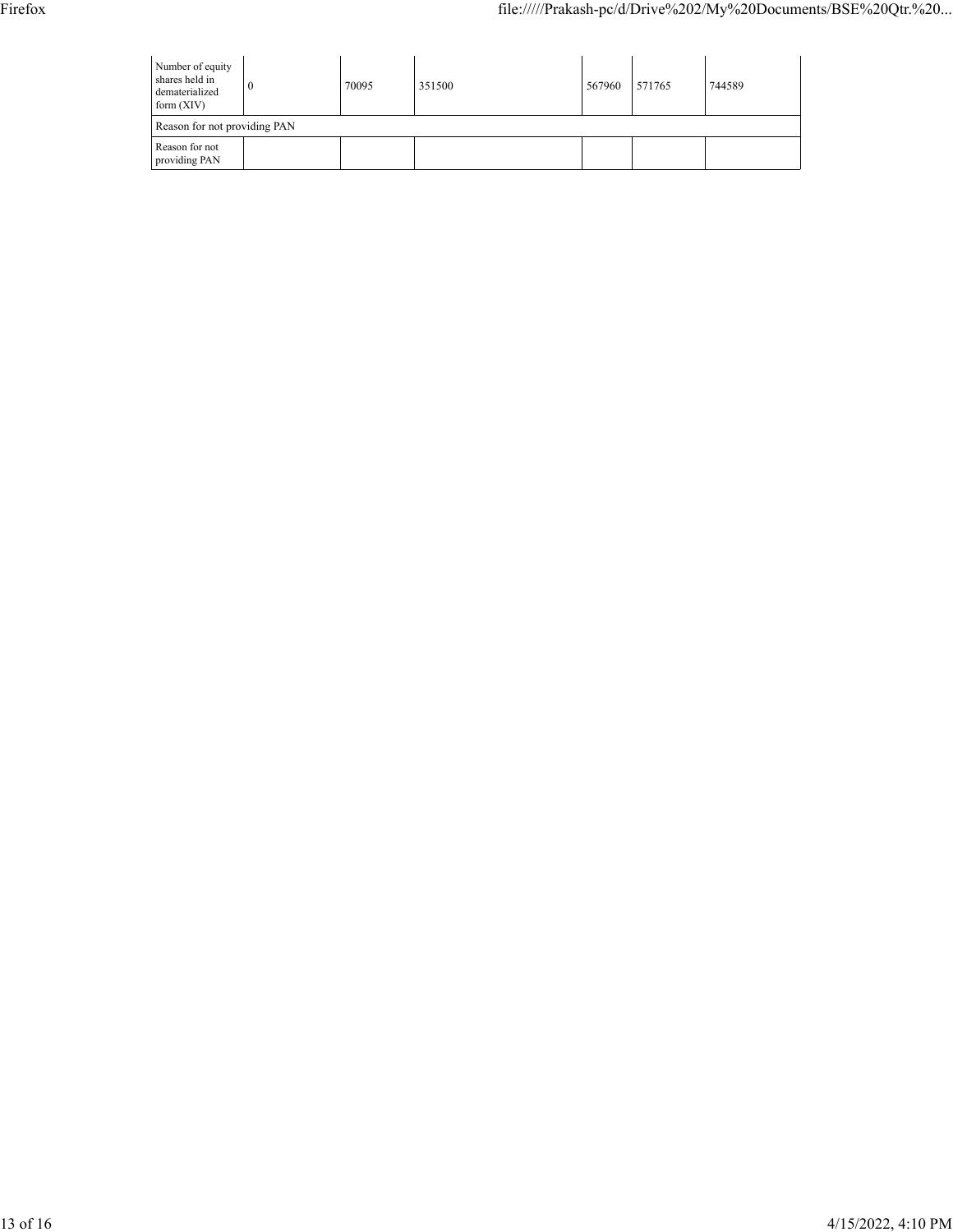| Number of equity shares held in dematerialized form (XIV) | 0 | 70095 | 351500 | 567960 | 571765 | 744589 |
|---|---|---|---|---|---|---|
| Reason for not providing PAN | | | | | | |
| Reason for not providing PAN | | | | | | |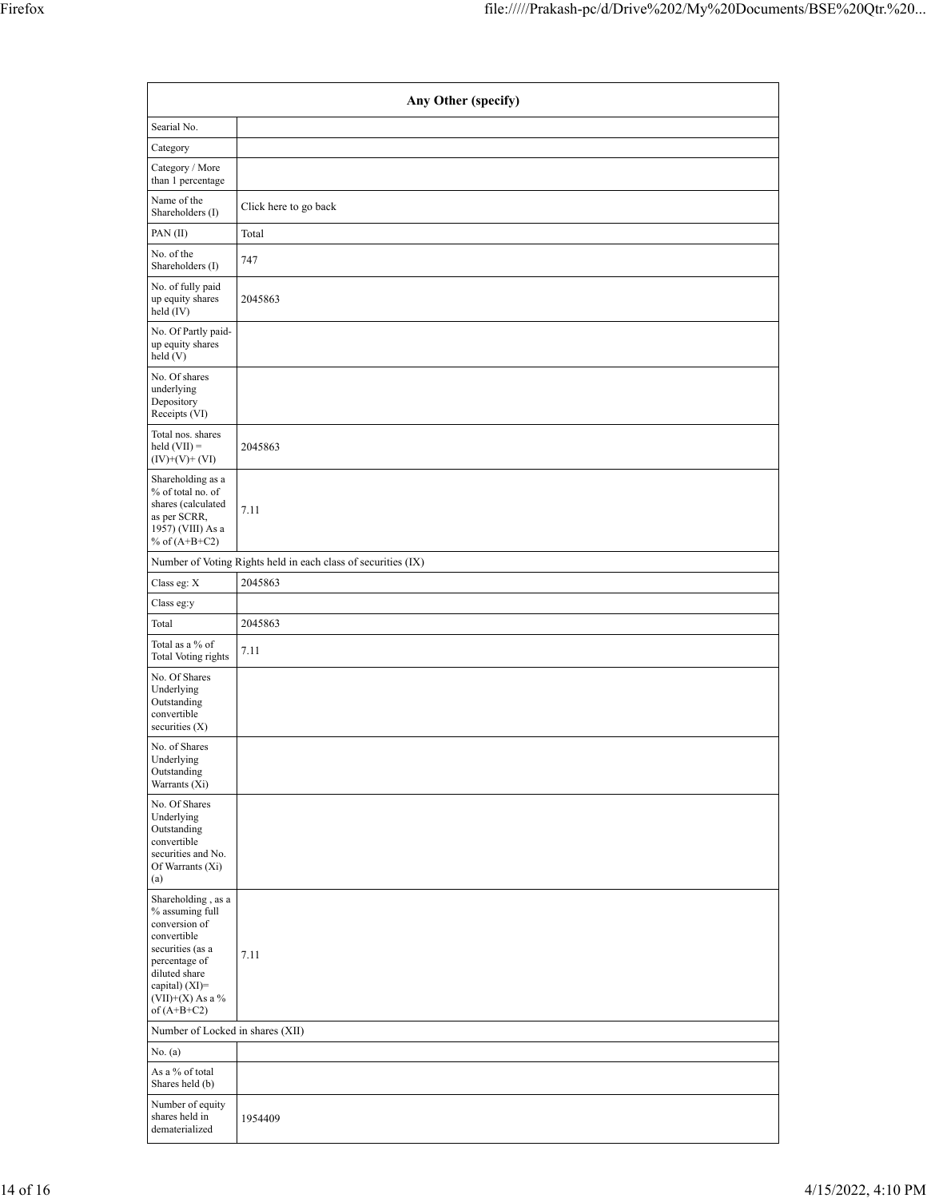| Any Other (specify) | |
|---|---|
| Searial No. | |
| Category | |
| Category / More than 1 percentage | |
| Name of the Shareholders (I) | Click here to go back |
| PAN (II) | Total |
| No. of the Shareholders (I) | 747 |
| No. of fully paid up equity shares held (IV) | 2045863 |
| No. Of Partly paid-up equity shares held (V) | |
| No. Of shares underlying Depository Receipts (VI) | |
| Total nos. shares held (VII) = (IV)+(V)+ (VI) | 2045863 |
| Shareholding as a % of total no. of shares (calculated as per SCRR, 1957) (VIII) As a % of (A+B+C2) | 7.11 |
| Number of Voting Rights held in each class of securities (IX) | |
| Class eg: X | 2045863 |
| Class eg:y | |
| Total | 2045863 |
| Total as a % of Total Voting rights | 7.11 |
| No. Of Shares Underlying Outstanding convertible securities (X) | |
| No. of Shares Underlying Outstanding Warrants (Xi) | |
| No. Of Shares Underlying Outstanding convertible securities and No. Of Warrants (Xi) (a) | |
| Shareholding , as a % assuming full conversion of convertible securities (as a percentage of diluted share capital) (XI)= (VII)+(X) As a % of (A+B+C2) | 7.11 |
| Number of Locked in shares (XII) | |
| No. (a) | |
| As a % of total Shares held (b) | |
| Number of equity shares held in dematerialized | 1954409 |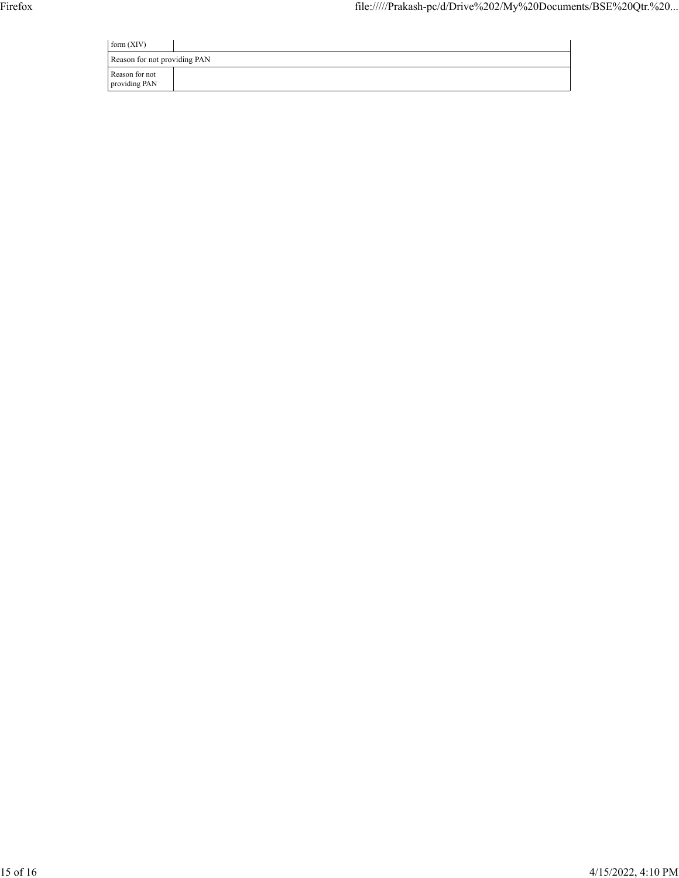| form (XIV) | |
|---|---|
| Reason for not providing PAN | |
| Reason for not providing PAN | |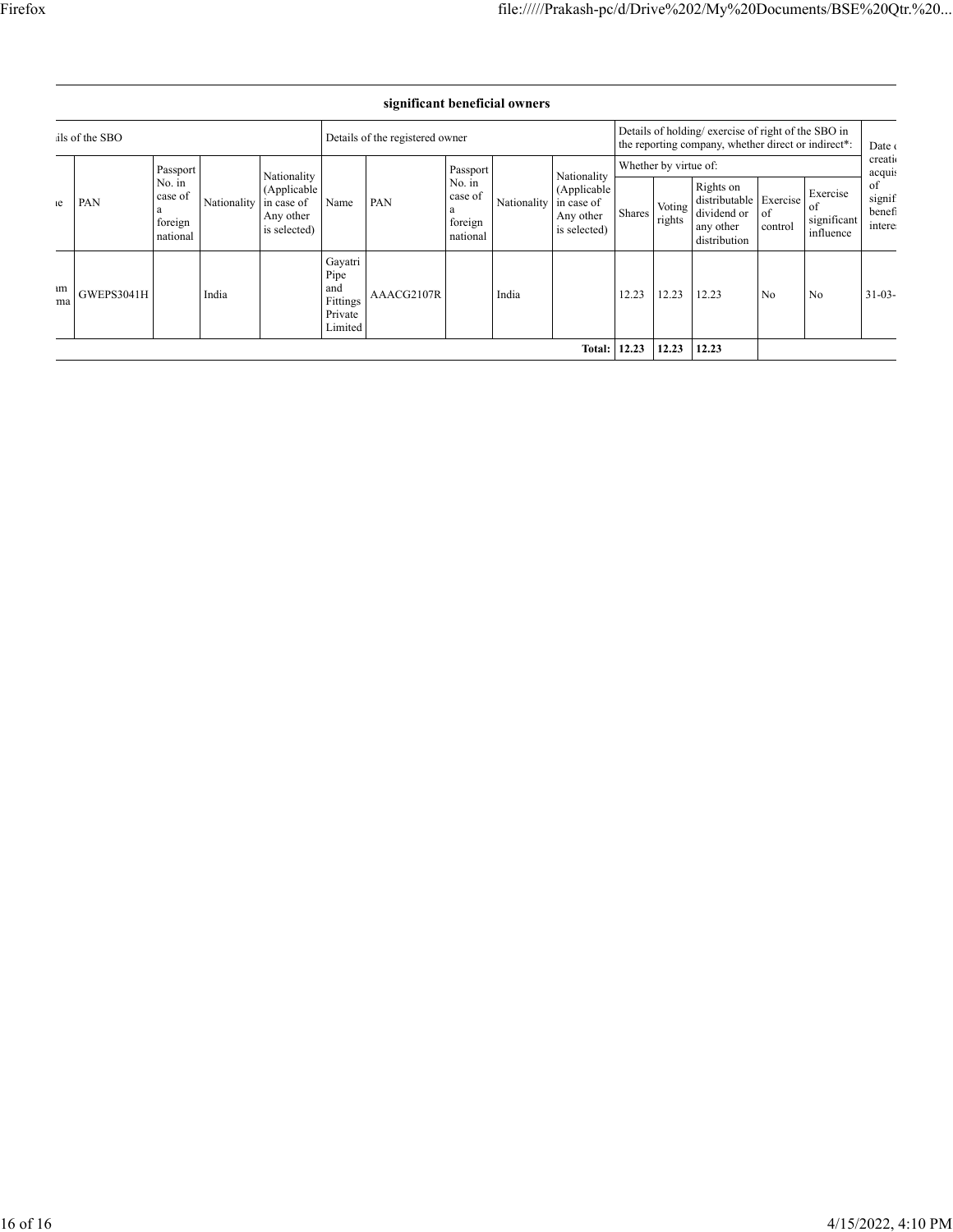## significant beneficial owners

| ils of the SBO | | | | | Details of the registered owner | | | | | Details of holding/ exercise of right of the SBO in the reporting company, whether direct or indirect*: | | | | | Date c creati acquis of signif benefi interes |
|---|---|---|---|---|---|---|---|---|---|---|---|---|---|---|---|
| | | | | | | | | | | Whether by virtue of: | | | | | |
| ne | PAN | Passport No. in case of a foreign national | Nationality | Nationality (Applicable in case of Any other is selected) | Name | PAN | Passport No. in case of a foreign national | Nationality | Nationality (Applicable in case of Any other is selected) | Shares | Voting rights | Rights on distributable dividend or any other distribution | Exercise of control | Exercise of significant influence | |
| ım ma | GWEPS3041H | | India | | Gayatri Pipe and Fittings Private Limited | AAACG2107R | | India | | 12.23 | 12.23 | 12.23 | No | No | 31-03- |
| | | | | | | | | | **Total:** | **12.23** | **12.23** | **12.23** | | | |